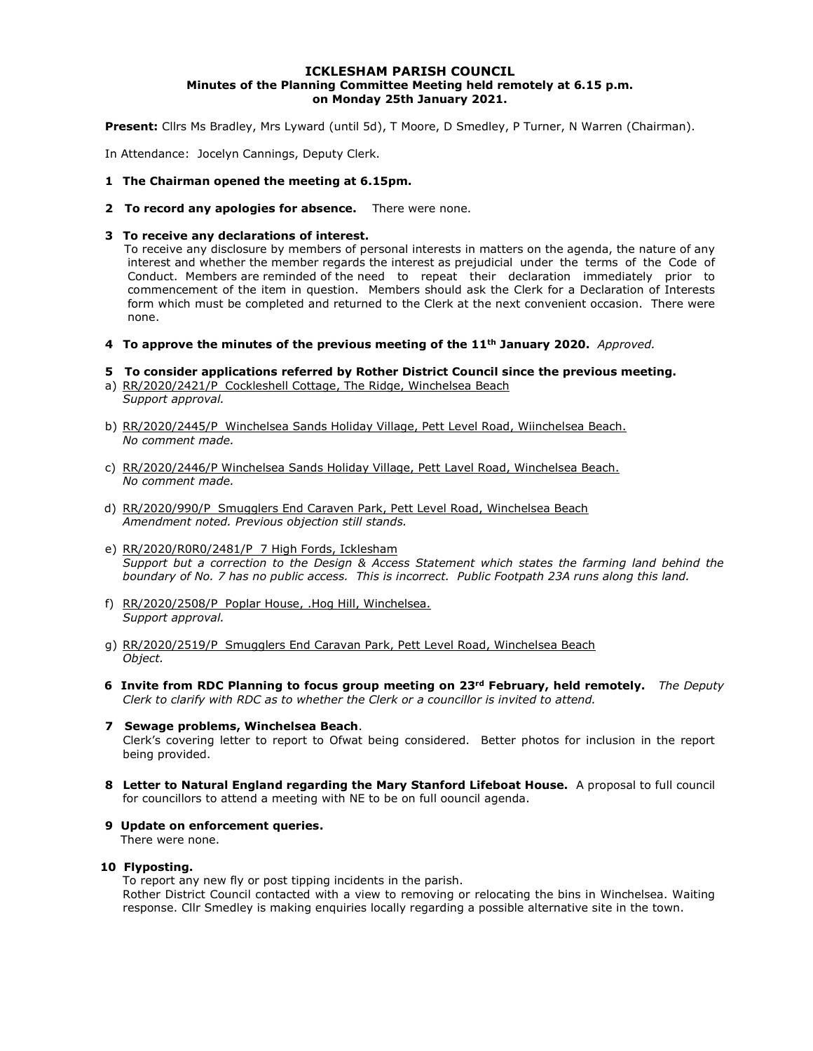# ICKLESHAM PARISH COUNCIL

**Minutes of the Planning Committee Meeting held remotely at 6.15 p.m. on Monday 25th January 2021.**

**Present:** Cllrs Ms Bradley, Mrs Lyward (until 5d), T Moore, D Smedley, P Turner, N Warren (Chairman).

In Attendance: Jocelyn Cannings, Deputy Clerk.

**1 The Chairman opened the meeting at 6.15pm.**

**2 To record any apologies for absence.** There were none.

**3 To receive any declarations of interest.**
To receive any disclosure by members of personal interests in matters on the agenda, the nature of any interest and whether the member regards the interest as prejudicial under the terms of the Code of Conduct. Members are reminded of the need to repeat their declaration immediately prior to commencement of the item in question. Members should ask the Clerk for a Declaration of Interests form which must be completed and returned to the Clerk at the next convenient occasion. There were none.

**4 To approve the minutes of the previous meeting of the 11th January 2020.** *Approved.*

**5 To consider applications referred by Rother District Council since the previous meeting.**

a) RR/2020/2421/P Cockleshell Cottage, The Ridge, Winchelsea Beach
*Support approval.*

b) RR/2020/2445/P Winchelsea Sands Holiday Village, Pett Level Road, Wiinchelsea Beach.
*No comment made.*

c) RR/2020/2446/P Winchelsea Sands Holiday Village, Pett Lavel Road, Winchelsea Beach.
*No comment made.*

d) RR/2020/990/P Smugglers End Caraven Park, Pett Level Road, Winchelsea Beach
*Amendment noted. Previous objection still stands.*

e) RR/2020/R0R0/2481/P 7 High Fords, Icklesham
*Support but a correction to the Design & Access Statement which states the farming land behind the boundary of No. 7 has no public access. This is incorrect. Public Footpath 23A runs along this land.*

f) RR/2020/2508/P Poplar House, .Hog Hill, Winchelsea.
*Support approval.*

g) RR/2020/2519/P Smugglers End Caravan Park, Pett Level Road, Winchelsea Beach
*Object.*

**6 Invite from RDC Planning to focus group meeting on 23rd February, held remotely.** *The Deputy Clerk to clarify with RDC as to whether the Clerk or a councillor is invited to attend.*

**7 Sewage problems, Winchelsea Beach**.
Clerk's covering letter to report to Ofwat being considered. Better photos for inclusion in the report being provided.

**8 Letter to Natural England regarding the Mary Stanford Lifeboat House.** A proposal to full council for councillors to attend a meeting with NE to be on full oouncil agenda.

**9 Update on enforcement queries.**
There were none.

**10 Flyposting.**
To report any new fly or post tipping incidents in the parish.
Rother District Council contacted with a view to removing or relocating the bins in Winchelsea. Waiting response. Cllr Smedley is making enquiries locally regarding a possible alternative site in the town.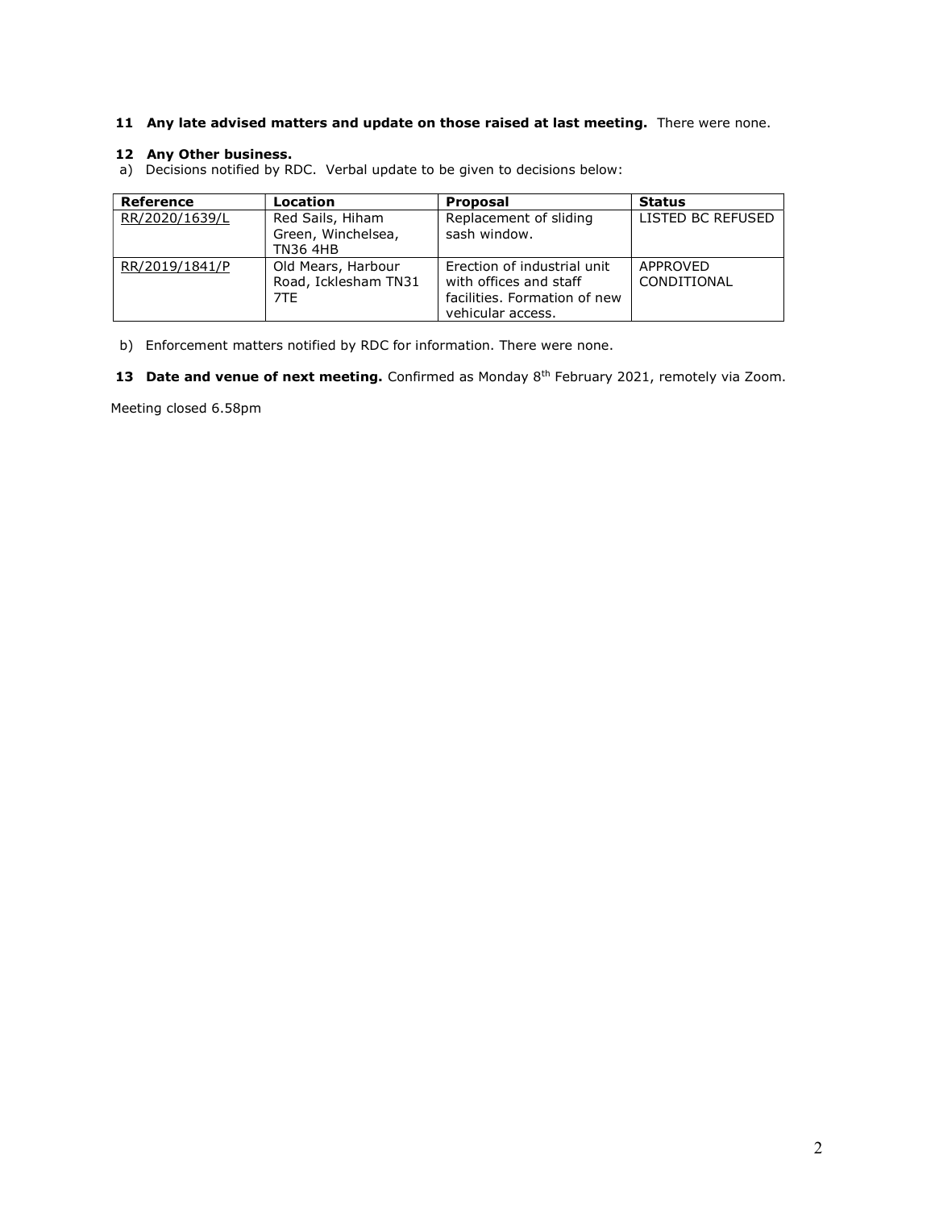**11 Any late advised matters and update on those raised at last meeting.** There were none.

**12 Any Other business.**

a) Decisions notified by RDC. Verbal update to be given to decisions below:

| Reference | Location | Proposal | Status |
|---|---|---|---|
| RR/2020/1639/L | Red Sails, Hiham Green, Winchelsea, TN36 4HB | Replacement of sliding sash window. | LISTED BC REFUSED |
| RR/2019/1841/P | Old Mears, Harbour Road, Icklesham TN31 7TE | Erection of industrial unit with offices and staff facilities. Formation of new vehicular access. | APPROVED CONDITIONAL |

b) Enforcement matters notified by RDC for information. There were none.

**13 Date and venue of next meeting.** Confirmed as Monday 8th February 2021, remotely via Zoom.

Meeting closed 6.58pm